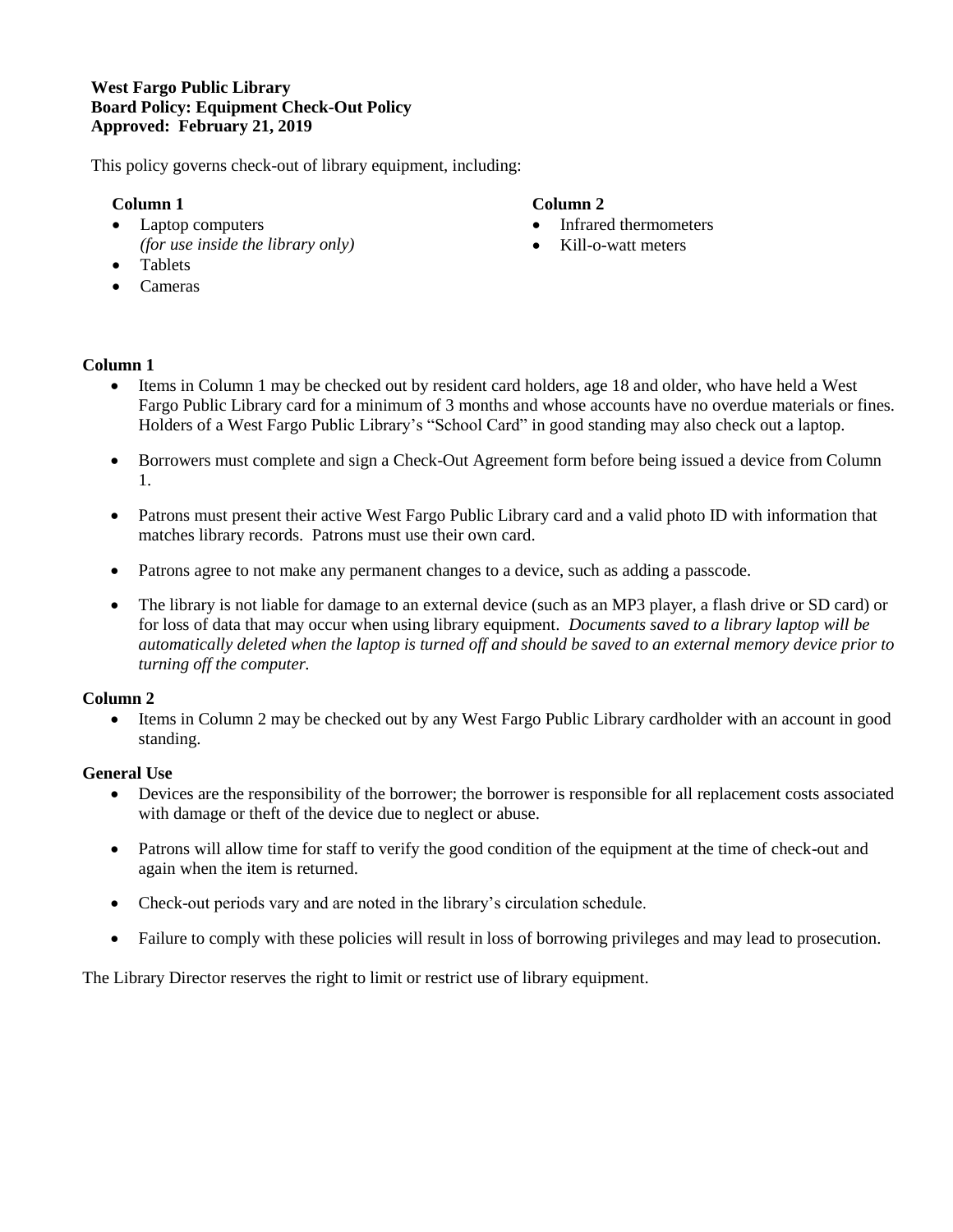**West Fargo Public Library**
**Board Policy: Equipment Check-Out Policy**
**Approved: February 21, 2019**

This policy governs check-out of library equipment, including:

**Column 1**

- Laptop computers
  *(for use inside the library only)*
- Tablets
- Cameras

**Column 2**

- Infrared thermometers
- Kill-o-watt meters

**Column 1**

- Items in Column 1 may be checked out by resident card holders, age 18 and older, who have held a West Fargo Public Library card for a minimum of 3 months and whose accounts have no overdue materials or fines. Holders of a West Fargo Public Library's "School Card" in good standing may also check out a laptop.
- Borrowers must complete and sign a Check-Out Agreement form before being issued a device from Column 1.
- Patrons must present their active West Fargo Public Library card and a valid photo ID with information that matches library records. Patrons must use their own card.
- Patrons agree to not make any permanent changes to a device, such as adding a passcode.
- The library is not liable for damage to an external device (such as an MP3 player, a flash drive or SD card) or for loss of data that may occur when using library equipment. *Documents saved to a library laptop will be automatically deleted when the laptop is turned off and should be saved to an external memory device prior to turning off the computer.*

**Column 2**

- Items in Column 2 may be checked out by any West Fargo Public Library cardholder with an account in good standing.

**General Use**

- Devices are the responsibility of the borrower; the borrower is responsible for all replacement costs associated with damage or theft of the device due to neglect or abuse.
- Patrons will allow time for staff to verify the good condition of the equipment at the time of check-out and again when the item is returned.
- Check-out periods vary and are noted in the library's circulation schedule.
- Failure to comply with these policies will result in loss of borrowing privileges and may lead to prosecution.

The Library Director reserves the right to limit or restrict use of library equipment.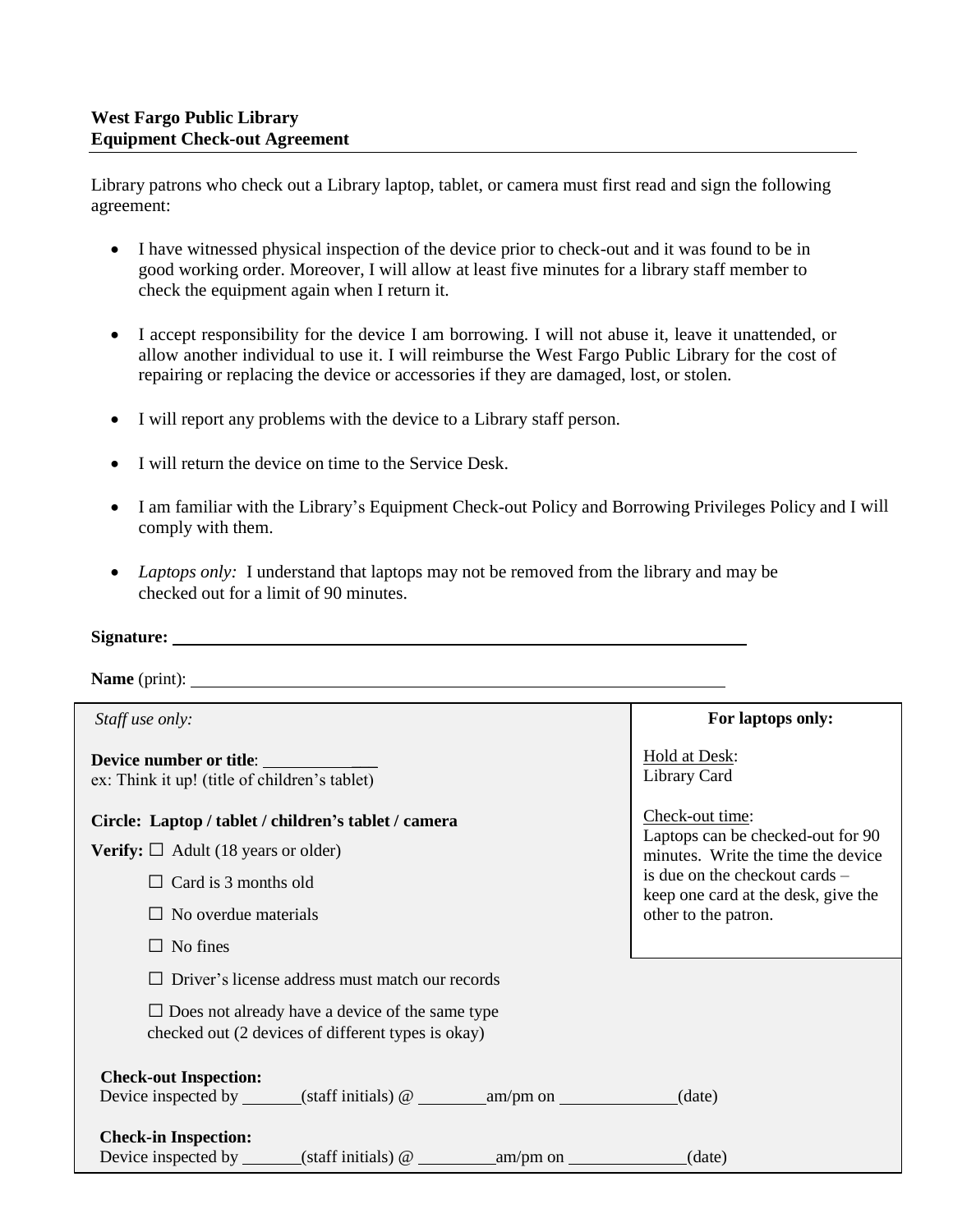**West Fargo Public Library**
**Equipment Check-out Agreement**

Library patrons who check out a Library laptop, tablet, or camera must first read and sign the following agreement:

- I have witnessed physical inspection of the device prior to check-out and it was found to be in good working order. Moreover, I will allow at least five minutes for a library staff member to check the equipment again when I return it.
- I accept responsibility for the device I am borrowing. I will not abuse it, leave it unattended, or allow another individual to use it. I will reimburse the West Fargo Public Library for the cost of repairing or replacing the device or accessories if they are damaged, lost, or stolen.
- I will report any problems with the device to a Library staff person.
- I will return the device on time to the Service Desk.
- I am familiar with the Library's Equipment Check-out Policy and Borrowing Privileges Policy and I will comply with them.
- *Laptops only:* I understand that laptops may not be removed from the library and may be checked out for a limit of 90 minutes.

**Signature:** ______________________________________________

**Name** (print): ______________________________________________

*Staff use only:*

**Device number or title**: ______________
ex: Think it up! (title of children's tablet)

**Circle: Laptop / tablet / children's tablet / camera**

**Verify:** ☐ Adult (18 years or older)

☐ Card is 3 months old

☐ No overdue materials

☐ No fines

☐ Driver's license address must match our records

☐ Does not already have a device of the same type checked out (2 devices of different types is okay)

**For laptops only:**

Hold at Desk:
Library Card

Check-out time:
Laptops can be checked-out for 90 minutes. Write the time the device is due on the checkout cards – keep one card at the desk, give the other to the patron.

**Check-out Inspection:**
Device inspected by _______(staff initials) @ ________am/pm on _____________(date)

**Check-in Inspection:**
Device inspected by _______(staff initials) @ _________am/pm on _____________(date)